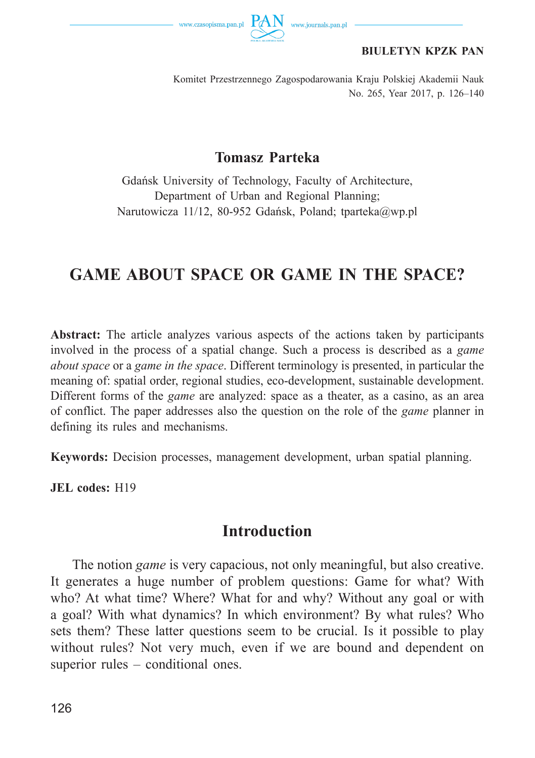**BIULETYN KPZK PAN**

Komitet Przestrzennego Zagospodarowania Kraju Polskiej Akademii Nauk
No. 265, Year 2017, p. 126–140

**Tomasz Parteka**

Gdańsk University of Technology, Faculty of Architecture,
Department of Urban and Regional Planning;
Narutowicza 11/12, 80-952 Gdańsk, Poland; tparteka@wp.pl

# GAME ABOUT SPACE OR GAME IN THE SPACE?

**Abstract:** The article analyzes various aspects of the actions taken by participants involved in the process of a spatial change. Such a process is described as a *game about space* or a *game in the space*. Different terminology is presented, in particular the meaning of: spatial order, regional studies, eco-development, sustainable development. Different forms of the *game* are analyzed: space as a theater, as a casino, as an area of conflict. The paper addresses also the question on the role of the *game* planner in defining its rules and mechanisms.

**Keywords:** Decision processes, management development, urban spatial planning.

**JEL codes:** H19

## Introduction

The notion *game* is very capacious, not only meaningful, but also creative. It generates a huge number of problem questions: Game for what? With who? At what time? Where? What for and why? Without any goal or with a goal? With what dynamics? In which environment? By what rules? Who sets them? These latter questions seem to be crucial. Is it possible to play without rules? Not very much, even if we are bound and dependent on superior rules – conditional ones.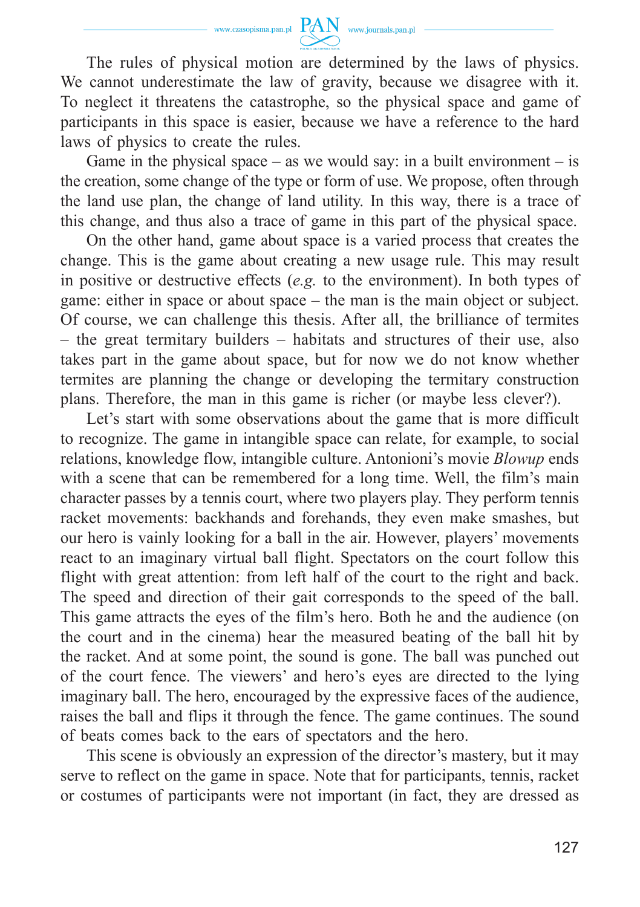The rules of physical motion are determined by the laws of physics. We cannot underestimate the law of gravity, because we disagree with it. To neglect it threatens the catastrophe, so the physical space and game of participants in this space is easier, because we have a reference to the hard laws of physics to create the rules.

Game in the physical space – as we would say: in a built environment – is the creation, some change of the type or form of use. We propose, often through the land use plan, the change of land utility. In this way, there is a trace of this change, and thus also a trace of game in this part of the physical space.

On the other hand, game about space is a varied process that creates the change. This is the game about creating a new usage rule. This may result in positive or destructive effects (*e.g.* to the environment). In both types of game: either in space or about space – the man is the main object or subject. Of course, we can challenge this thesis. After all, the brilliance of termites – the great termitary builders – habitats and structures of their use, also takes part in the game about space, but for now we do not know whether termites are planning the change or developing the termitary construction plans. Therefore, the man in this game is richer (or maybe less clever?).

Let's start with some observations about the game that is more difficult to recognize. The game in intangible space can relate, for example, to social relations, knowledge flow, intangible culture. Antonioni's movie *Blowup* ends with a scene that can be remembered for a long time. Well, the film's main character passes by a tennis court, where two players play. They perform tennis racket movements: backhands and forehands, they even make smashes, but our hero is vainly looking for a ball in the air. However, players' movements react to an imaginary virtual ball flight. Spectators on the court follow this flight with great attention: from left half of the court to the right and back. The speed and direction of their gait corresponds to the speed of the ball. This game attracts the eyes of the film's hero. Both he and the audience (on the court and in the cinema) hear the measured beating of the ball hit by the racket. And at some point, the sound is gone. The ball was punched out of the court fence. The viewers' and hero's eyes are directed to the lying imaginary ball. The hero, encouraged by the expressive faces of the audience, raises the ball and flips it through the fence. The game continues. The sound of beats comes back to the ears of spectators and the hero.

This scene is obviously an expression of the director's mastery, but it may serve to reflect on the game in space. Note that for participants, tennis, racket or costumes of participants were not important (in fact, they are dressed as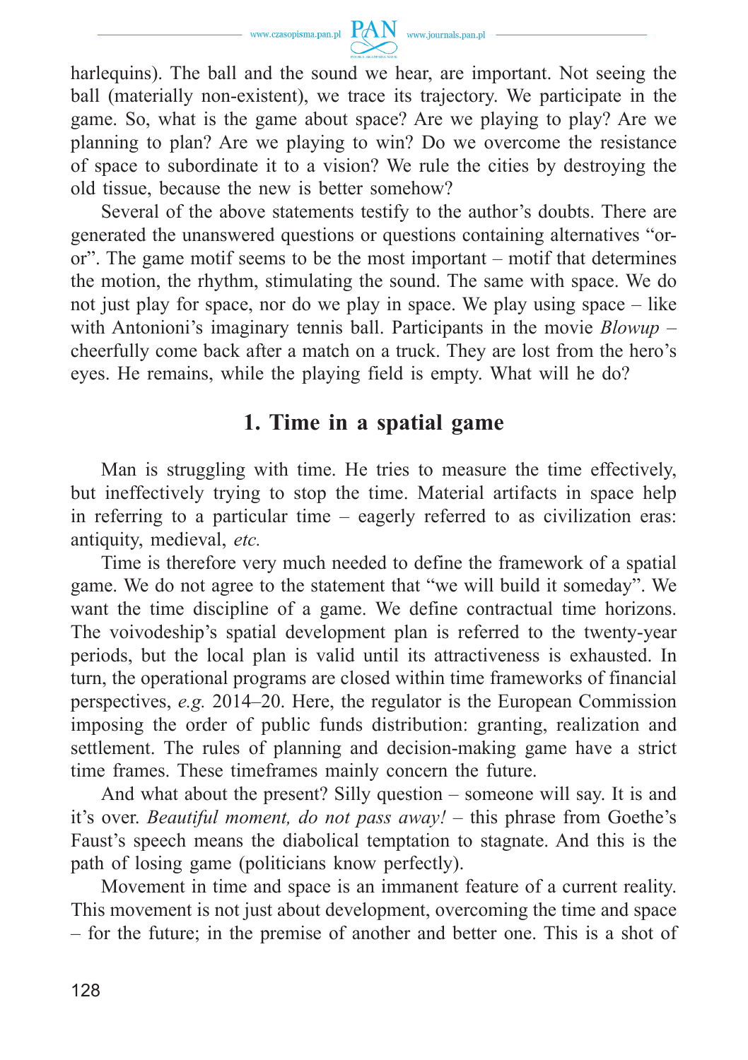harlequins). The ball and the sound we hear, are important. Not seeing the ball (materially non-existent), we trace its trajectory. We participate in the game. So, what is the game about space? Are we playing to play? Are we planning to plan? Are we playing to win? Do we overcome the resistance of space to subordinate it to a vision? We rule the cities by destroying the old tissue, because the new is better somehow?

Several of the above statements testify to the author's doubts. There are generated the unanswered questions or questions containing alternatives "or-or". The game motif seems to be the most important – motif that determines the motion, the rhythm, stimulating the sound. The same with space. We do not just play for space, nor do we play in space. We play using space – like with Antonioni's imaginary tennis ball. Participants in the movie *Blowup* – cheerfully come back after a match on a truck. They are lost from the hero's eyes. He remains, while the playing field is empty. What will he do?

## 1. Time in a spatial game

Man is struggling with time. He tries to measure the time effectively, but ineffectively trying to stop the time. Material artifacts in space help in referring to a particular time – eagerly referred to as civilization eras: antiquity, medieval, *etc.*

Time is therefore very much needed to define the framework of a spatial game. We do not agree to the statement that "we will build it someday". We want the time discipline of a game. We define contractual time horizons. The voivodeship's spatial development plan is referred to the twenty-year periods, but the local plan is valid until its attractiveness is exhausted. In turn, the operational programs are closed within time frameworks of financial perspectives, *e.g.* 2014–20. Here, the regulator is the European Commission imposing the order of public funds distribution: granting, realization and settlement. The rules of planning and decision-making game have a strict time frames. These timeframes mainly concern the future.

And what about the present? Silly question – someone will say. It is and it's over. *Beautiful moment, do not pass away!* – this phrase from Goethe's Faust's speech means the diabolical temptation to stagnate. And this is the path of losing game (politicians know perfectly).

Movement in time and space is an immanent feature of a current reality. This movement is not just about development, overcoming the time and space – for the future; in the premise of another and better one. This is a shot of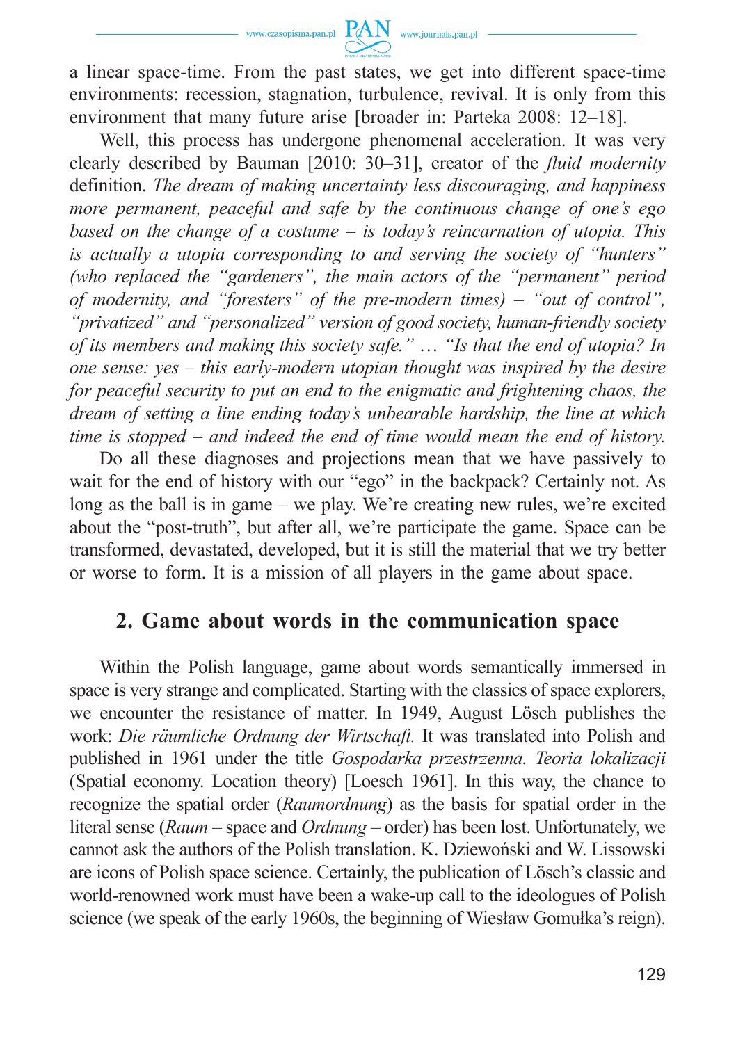a linear space-time. From the past states, we get into different space-time environments: recession, stagnation, turbulence, revival. It is only from this environment that many future arise [broader in: Parteka 2008: 12–18].

Well, this process has undergone phenomenal acceleration. It was very clearly described by Bauman [2010: 30–31], creator of the *fluid modernity* definition. *The dream of making uncertainty less discouraging, and happiness more permanent, peaceful and safe by the continuous change of one's ego based on the change of a costume – is today's reincarnation of utopia. This is actually a utopia corresponding to and serving the society of "hunters" (who replaced the "gardeners", the main actors of the "permanent" period of modernity, and "foresters" of the pre-modern times) – "out of control", "privatized" and "personalized" version of good society, human-friendly society of its members and making this society safe."* … *"Is that the end of utopia? In one sense: yes – this early-modern utopian thought was inspired by the desire for peaceful security to put an end to the enigmatic and frightening chaos, the dream of setting a line ending today's unbearable hardship, the line at which time is stopped – and indeed the end of time would mean the end of history.*

Do all these diagnoses and projections mean that we have passively to wait for the end of history with our "ego" in the backpack? Certainly not. As long as the ball is in game – we play. We're creating new rules, we're excited about the "post-truth", but after all, we're participate the game. Space can be transformed, devastated, developed, but it is still the material that we try better or worse to form. It is a mission of all players in the game about space.

## 2. Game about words in the communication space

Within the Polish language, game about words semantically immersed in space is very strange and complicated. Starting with the classics of space explorers, we encounter the resistance of matter. In 1949, August Lösch publishes the work: *Die räumliche Ordnung der Wirtschaft.* It was translated into Polish and published in 1961 under the title *Gospodarka przestrzenna. Teoria lokalizacji* (Spatial economy. Location theory) [Loesch 1961]. In this way, the chance to recognize the spatial order (*Raumordnung*) as the basis for spatial order in the literal sense (*Raum* – space and *Ordnung* – order) has been lost. Unfortunately, we cannot ask the authors of the Polish translation. K. Dziewoński and W. Lissowski are icons of Polish space science. Certainly, the publication of Lösch's classic and world-renowned work must have been a wake-up call to the ideologues of Polish science (we speak of the early 1960s, the beginning of Wiesław Gomułka's reign).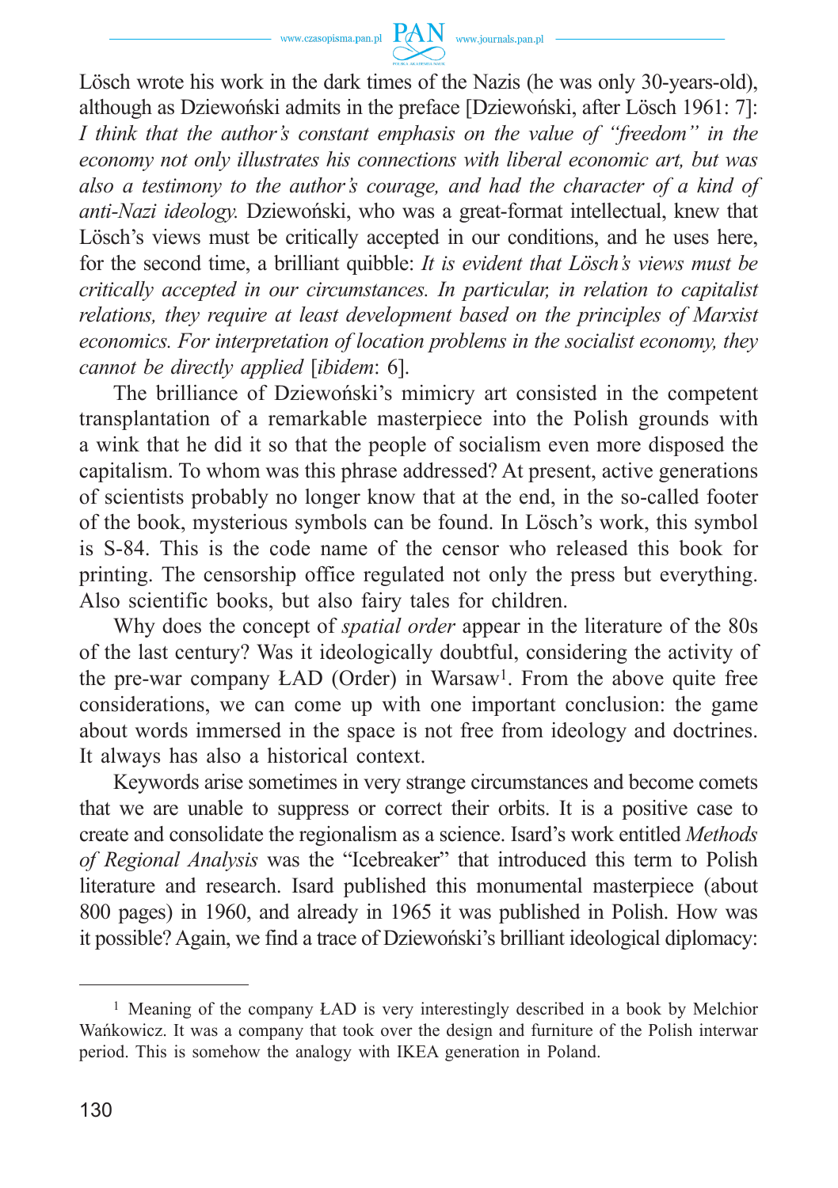Lösch wrote his work in the dark times of the Nazis (he was only 30-years-old), although as Dziewoński admits in the preface [Dziewoński, after Lösch 1961: 7]: *I think that the author's constant emphasis on the value of "freedom" in the economy not only illustrates his connections with liberal economic art, but was also a testimony to the author's courage, and had the character of a kind of anti-Nazi ideology.* Dziewoński, who was a great-format intellectual, knew that Lösch's views must be critically accepted in our conditions, and he uses here, for the second time, a brilliant quibble: *It is evident that Lösch's views must be critically accepted in our circumstances. In particular, in relation to capitalist relations, they require at least development based on the principles of Marxist economics. For interpretation of location problems in the socialist economy, they cannot be directly applied* [*ibidem*: 6].

The brilliance of Dziewoński's mimicry art consisted in the competent transplantation of a remarkable masterpiece into the Polish grounds with a wink that he did it so that the people of socialism even more disposed the capitalism. To whom was this phrase addressed? At present, active generations of scientists probably no longer know that at the end, in the so-called footer of the book, mysterious symbols can be found. In Lösch's work, this symbol is S-84. This is the code name of the censor who released this book for printing. The censorship office regulated not only the press but everything. Also scientific books, but also fairy tales for children.

Why does the concept of *spatial order* appear in the literature of the 80s of the last century? Was it ideologically doubtful, considering the activity of the pre-war company ŁAD (Order) in Warsaw[1]. From the above quite free considerations, we can come up with one important conclusion: the game about words immersed in the space is not free from ideology and doctrines. It always has also a historical context.

Keywords arise sometimes in very strange circumstances and become comets that we are unable to suppress or correct their orbits. It is a positive case to create and consolidate the regionalism as a science. Isard's work entitled *Methods of Regional Analysis* was the "Icebreaker" that introduced this term to Polish literature and research. Isard published this monumental masterpiece (about 800 pages) in 1960, and already in 1965 it was published in Polish. How was it possible? Again, we find a trace of Dziewoński's brilliant ideological diplomacy:

---

[1] Meaning of the company ŁAD is very interestingly described in a book by Melchior Wańkowicz. It was a company that took over the design and furniture of the Polish interwar period. This is somehow the analogy with IKEA generation in Poland.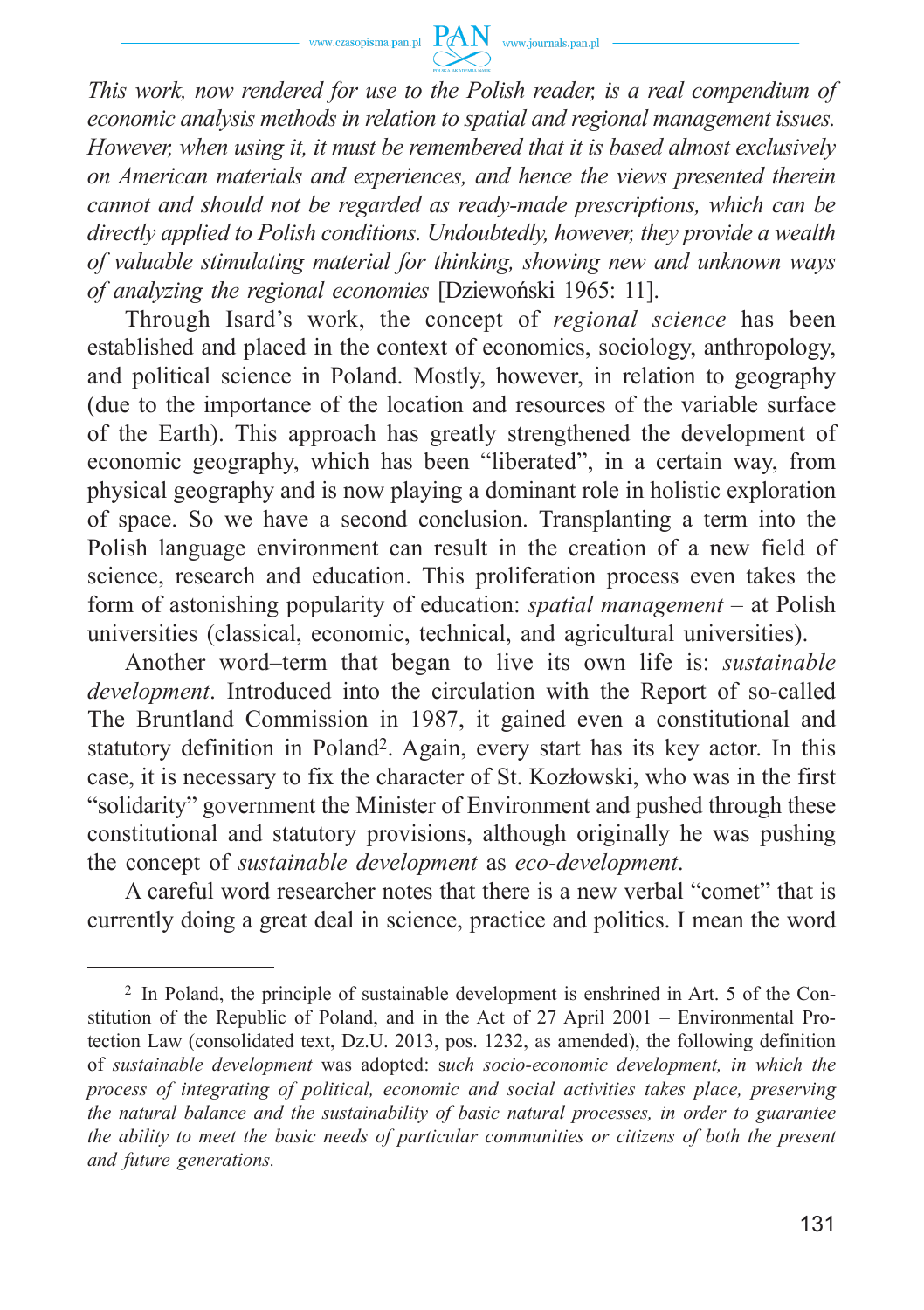*This work, now rendered for use to the Polish reader, is a real compendium of economic analysis methods in relation to spatial and regional management issues. However, when using it, it must be remembered that it is based almost exclusively on American materials and experiences, and hence the views presented therein cannot and should not be regarded as ready-made prescriptions, which can be directly applied to Polish conditions. Undoubtedly, however, they provide a wealth of valuable stimulating material for thinking, showing new and unknown ways of analyzing the regional economies* [Dziewoński 1965: 11].

Through Isard's work, the concept of *regional science* has been established and placed in the context of economics, sociology, anthropology, and political science in Poland. Mostly, however, in relation to geography (due to the importance of the location and resources of the variable surface of the Earth). This approach has greatly strengthened the development of economic geography, which has been "liberated", in a certain way, from physical geography and is now playing a dominant role in holistic exploration of space. So we have a second conclusion. Transplanting a term into the Polish language environment can result in the creation of a new field of science, research and education. This proliferation process even takes the form of astonishing popularity of education: *spatial management* – at Polish universities (classical, economic, technical, and agricultural universities).

Another word–term that began to live its own life is: *sustainable development*. Introduced into the circulation with the Report of so-called The Bruntland Commission in 1987, it gained even a constitutional and statutory definition in Poland[2]. Again, every start has its key actor. In this case, it is necessary to fix the character of St. Kozłowski, who was in the first "solidarity" government the Minister of Environment and pushed through these constitutional and statutory provisions, although originally he was pushing the concept of *sustainable development* as *eco-development*.

A careful word researcher notes that there is a new verbal "comet" that is currently doing a great deal in science, practice and politics. I mean the word

---

[2] In Poland, the principle of sustainable development is enshrined in Art. 5 of the Constitution of the Republic of Poland, and in the Act of 27 April 2001 – Environmental Protection Law (consolidated text, Dz.U. 2013, pos. 1232, as amended), the following definition of *sustainable development* was adopted: s*uch socio-economic development, in which the process of integrating of political, economic and social activities takes place, preserving the natural balance and the sustainability of basic natural processes, in order to guarantee the ability to meet the basic needs of particular communities or citizens of both the present and future generations.*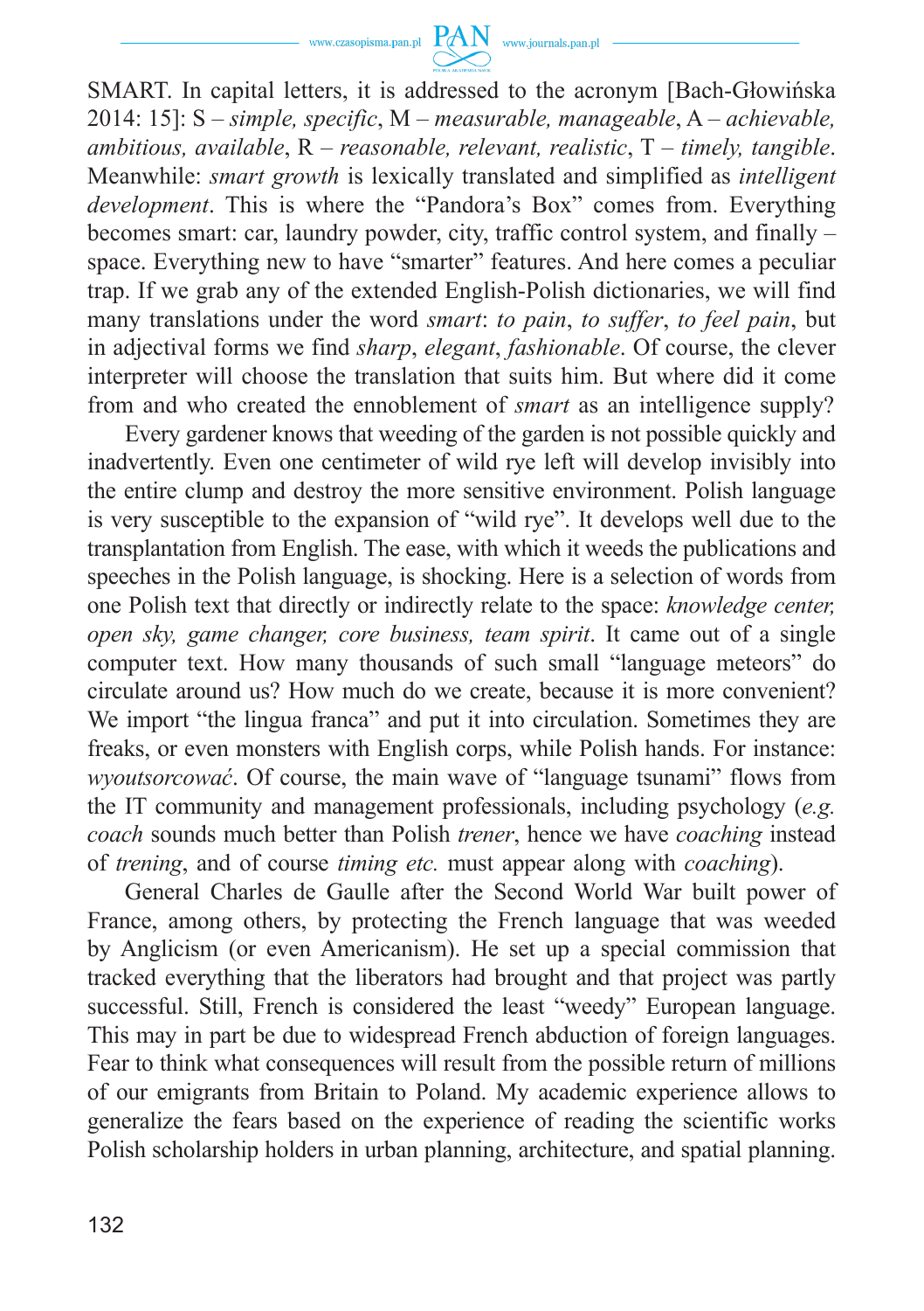SMART. In capital letters, it is addressed to the acronym [Bach-Głowińska 2014: 15]: S – *simple, specific*, M – *measurable, manageable*, A – *achievable, ambitious, available*, R – *reasonable, relevant, realistic*, T – *timely, tangible*. Meanwhile: *smart growth* is lexically translated and simplified as *intelligent development*. This is where the "Pandora's Box" comes from. Everything becomes smart: car, laundry powder, city, traffic control system, and finally – space. Everything new to have "smarter" features. And here comes a peculiar trap. If we grab any of the extended English-Polish dictionaries, we will find many translations under the word *smart*: *to pain*, *to suffer*, *to feel pain*, but in adjectival forms we find *sharp*, *elegant*, *fashionable*. Of course, the clever interpreter will choose the translation that suits him. But where did it come from and who created the ennoblement of *smart* as an intelligence supply?

Every gardener knows that weeding of the garden is not possible quickly and inadvertently. Even one centimeter of wild rye left will develop invisibly into the entire clump and destroy the more sensitive environment. Polish language is very susceptible to the expansion of "wild rye". It develops well due to the transplantation from English. The ease, with which it weeds the publications and speeches in the Polish language, is shocking. Here is a selection of words from one Polish text that directly or indirectly relate to the space: *knowledge center, open sky, game changer, core business, team spirit*. It came out of a single computer text. How many thousands of such small "language meteors" do circulate around us? How much do we create, because it is more convenient? We import "the lingua franca" and put it into circulation. Sometimes they are freaks, or even monsters with English corps, while Polish hands. For instance: *wyoutsorcować*. Of course, the main wave of "language tsunami" flows from the IT community and management professionals, including psychology (*e.g. coach* sounds much better than Polish *trener*, hence we have *coaching* instead of *trening*, and of course *timing etc.* must appear along with *coaching*).

General Charles de Gaulle after the Second World War built power of France, among others, by protecting the French language that was weeded by Anglicism (or even Americanism). He set up a special commission that tracked everything that the liberators had brought and that project was partly successful. Still, French is considered the least "weedy" European language. This may in part be due to widespread French abduction of foreign languages. Fear to think what consequences will result from the possible return of millions of our emigrants from Britain to Poland. My academic experience allows to generalize the fears based on the experience of reading the scientific works Polish scholarship holders in urban planning, architecture, and spatial planning.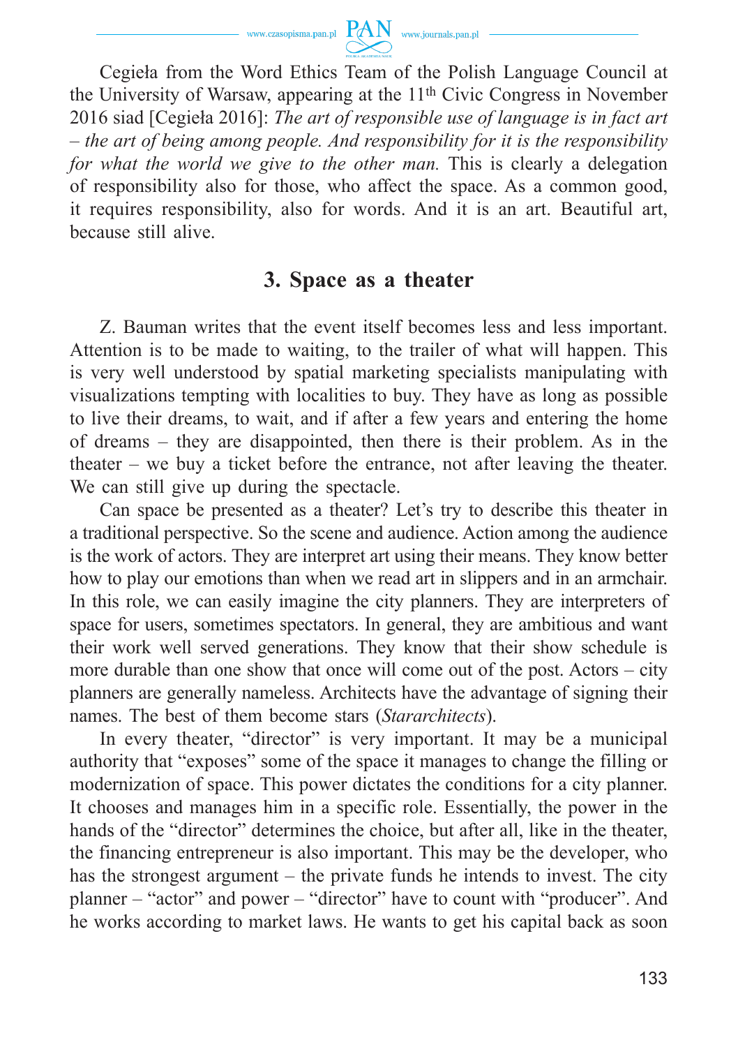Cegieła from the Word Ethics Team of the Polish Language Council at the University of Warsaw, appearing at the 11th Civic Congress in November 2016 siad [Cegieła 2016]: *The art of responsible use of language is in fact art – the art of being among people. And responsibility for it is the responsibility for what the world we give to the other man.* This is clearly a delegation of responsibility also for those, who affect the space. As a common good, it requires responsibility, also for words. And it is an art. Beautiful art, because still alive.

## 3. Space as a theater

Z. Bauman writes that the event itself becomes less and less important. Attention is to be made to waiting, to the trailer of what will happen. This is very well understood by spatial marketing specialists manipulating with visualizations tempting with localities to buy. They have as long as possible to live their dreams, to wait, and if after a few years and entering the home of dreams – they are disappointed, then there is their problem. As in the theater – we buy a ticket before the entrance, not after leaving the theater. We can still give up during the spectacle.

Can space be presented as a theater? Let's try to describe this theater in a traditional perspective. So the scene and audience. Action among the audience is the work of actors. They are interpret art using their means. They know better how to play our emotions than when we read art in slippers and in an armchair. In this role, we can easily imagine the city planners. They are interpreters of space for users, sometimes spectators. In general, they are ambitious and want their work well served generations. They know that their show schedule is more durable than one show that once will come out of the post. Actors – city planners are generally nameless. Architects have the advantage of signing their names. The best of them become stars (*Stararchitects*).

In every theater, "director" is very important. It may be a municipal authority that "exposes" some of the space it manages to change the filling or modernization of space. This power dictates the conditions for a city planner. It chooses and manages him in a specific role. Essentially, the power in the hands of the "director" determines the choice, but after all, like in the theater, the financing entrepreneur is also important. This may be the developer, who has the strongest argument – the private funds he intends to invest. The city planner – "actor" and power – "director" have to count with "producer". And he works according to market laws. He wants to get his capital back as soon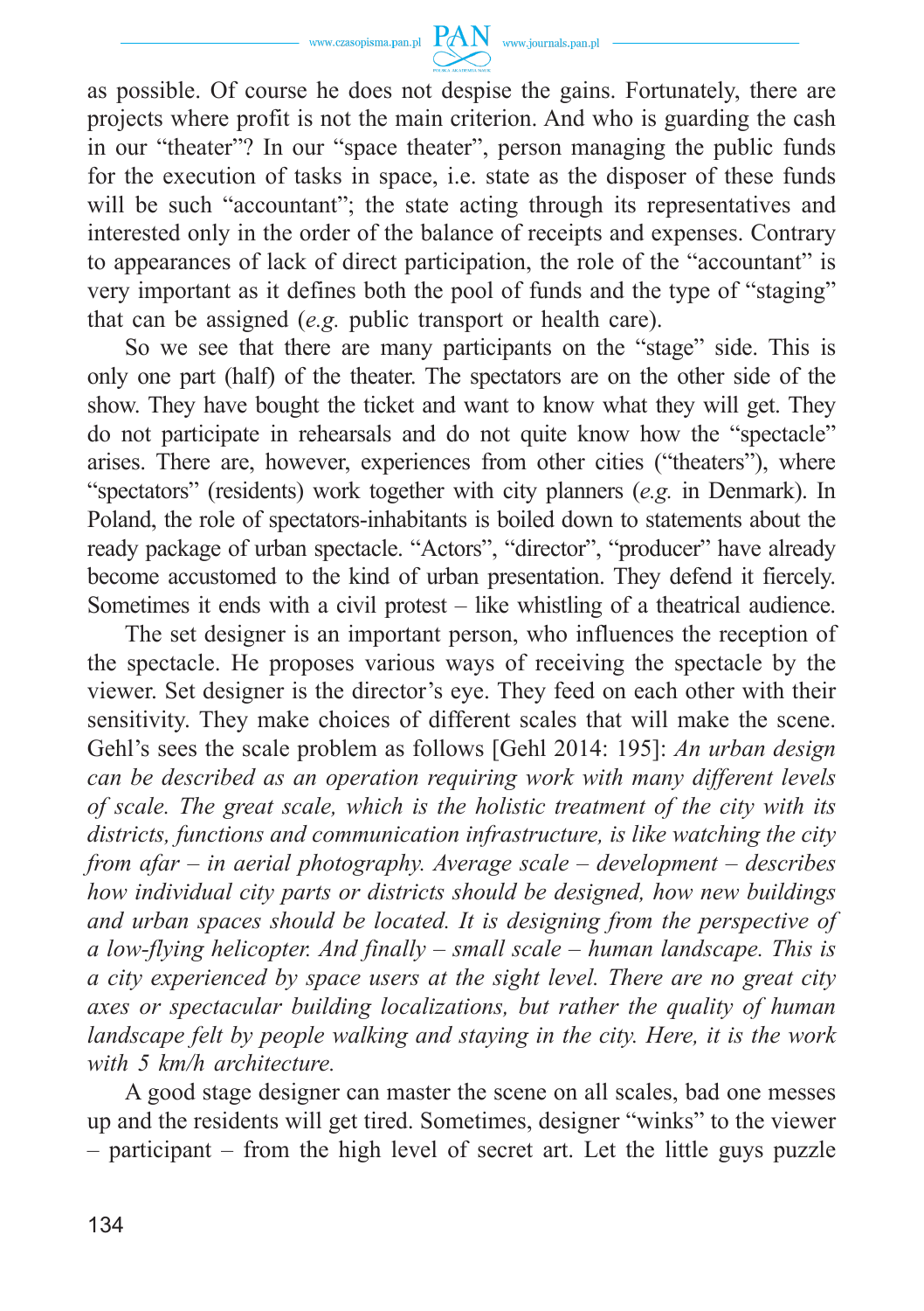as possible. Of course he does not despise the gains. Fortunately, there are projects where profit is not the main criterion. And who is guarding the cash in our "theater"? In our "space theater", person managing the public funds for the execution of tasks in space, i.e. state as the disposer of these funds will be such "accountant"; the state acting through its representatives and interested only in the order of the balance of receipts and expenses. Contrary to appearances of lack of direct participation, the role of the "accountant" is very important as it defines both the pool of funds and the type of "staging" that can be assigned (*e.g.* public transport or health care).

So we see that there are many participants on the "stage" side. This is only one part (half) of the theater. The spectators are on the other side of the show. They have bought the ticket and want to know what they will get. They do not participate in rehearsals and do not quite know how the "spectacle" arises. There are, however, experiences from other cities ("theaters"), where "spectators" (residents) work together with city planners (*e.g.* in Denmark). In Poland, the role of spectators-inhabitants is boiled down to statements about the ready package of urban spectacle. "Actors", "director", "producer" have already become accustomed to the kind of urban presentation. They defend it fiercely. Sometimes it ends with a civil protest – like whistling of a theatrical audience.

The set designer is an important person, who influences the reception of the spectacle. He proposes various ways of receiving the spectacle by the viewer. Set designer is the director's eye. They feed on each other with their sensitivity. They make choices of different scales that will make the scene. Gehl's sees the scale problem as follows [Gehl 2014: 195]: *An urban design can be described as an operation requiring work with many different levels of scale. The great scale, which is the holistic treatment of the city with its districts, functions and communication infrastructure, is like watching the city from afar – in aerial photography. Average scale – development – describes how individual city parts or districts should be designed, how new buildings and urban spaces should be located. It is designing from the perspective of a low-flying helicopter. And finally – small scale – human landscape. This is a city experienced by space users at the sight level. There are no great city axes or spectacular building localizations, but rather the quality of human landscape felt by people walking and staying in the city. Here, it is the work with 5 km/h architecture.*

A good stage designer can master the scene on all scales, bad one messes up and the residents will get tired. Sometimes, designer "winks" to the viewer – participant – from the high level of secret art. Let the little guys puzzle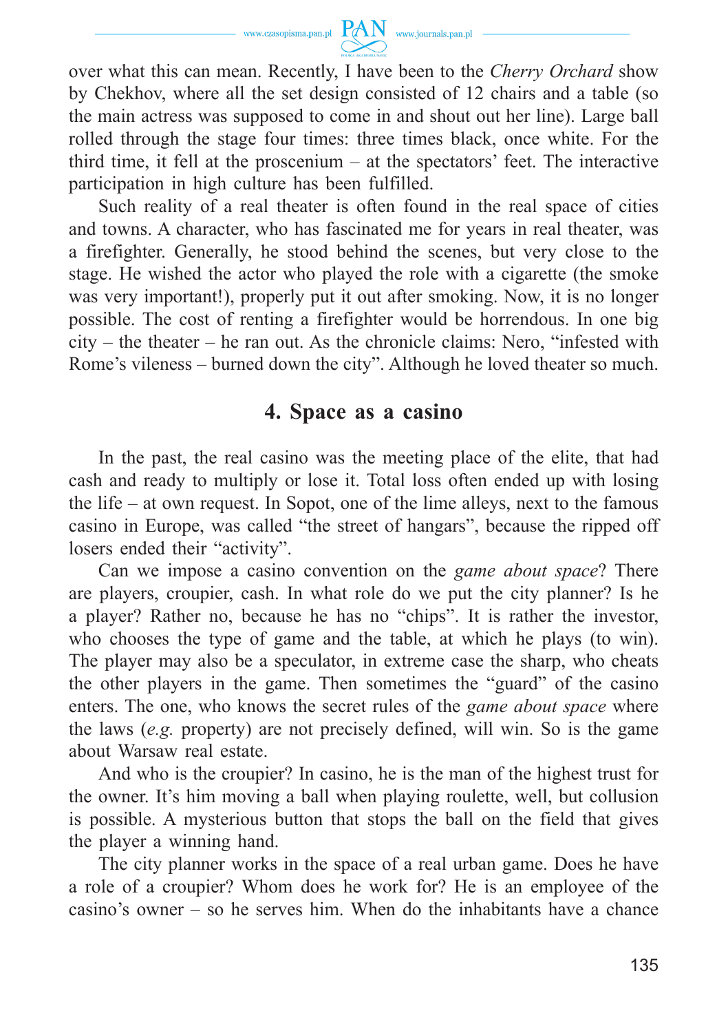over what this can mean. Recently, I have been to the *Cherry Orchard* show by Chekhov, where all the set design consisted of 12 chairs and a table (so the main actress was supposed to come in and shout out her line). Large ball rolled through the stage four times: three times black, once white. For the third time, it fell at the proscenium – at the spectators' feet. The interactive participation in high culture has been fulfilled.

Such reality of a real theater is often found in the real space of cities and towns. A character, who has fascinated me for years in real theater, was a firefighter. Generally, he stood behind the scenes, but very close to the stage. He wished the actor who played the role with a cigarette (the smoke was very important!), properly put it out after smoking. Now, it is no longer possible. The cost of renting a firefighter would be horrendous. In one big city – the theater – he ran out. As the chronicle claims: Nero, "infested with Rome's vileness – burned down the city". Although he loved theater so much.

## 4. Space as a casino

In the past, the real casino was the meeting place of the elite, that had cash and ready to multiply or lose it. Total loss often ended up with losing the life – at own request. In Sopot, one of the lime alleys, next to the famous casino in Europe, was called "the street of hangars", because the ripped off losers ended their "activity".

Can we impose a casino convention on the *game about space*? There are players, croupier, cash. In what role do we put the city planner? Is he a player? Rather no, because he has no "chips". It is rather the investor, who chooses the type of game and the table, at which he plays (to win). The player may also be a speculator, in extreme case the sharp, who cheats the other players in the game. Then sometimes the "guard" of the casino enters. The one, who knows the secret rules of the *game about space* where the laws (*e.g.* property) are not precisely defined, will win. So is the game about Warsaw real estate.

And who is the croupier? In casino, he is the man of the highest trust for the owner. It's him moving a ball when playing roulette, well, but collusion is possible. A mysterious button that stops the ball on the field that gives the player a winning hand.

The city planner works in the space of a real urban game. Does he have a role of a croupier? Whom does he work for? He is an employee of the casino's owner – so he serves him. When do the inhabitants have a chance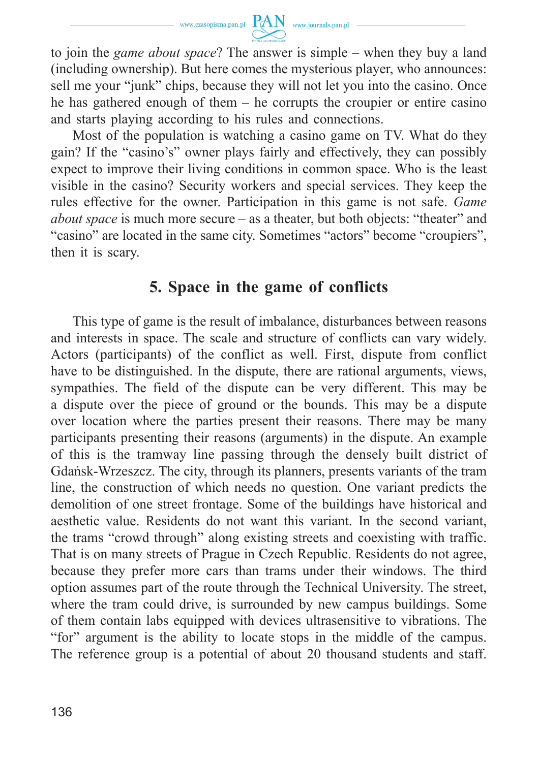to join the *game about space*? The answer is simple – when they buy a land (including ownership). But here comes the mysterious player, who announces: sell me your "junk" chips, because they will not let you into the casino. Once he has gathered enough of them – he corrupts the croupier or entire casino and starts playing according to his rules and connections.

Most of the population is watching a casino game on TV. What do they gain? If the "casino's" owner plays fairly and effectively, they can possibly expect to improve their living conditions in common space. Who is the least visible in the casino? Security workers and special services. They keep the rules effective for the owner. Participation in this game is not safe. *Game about space* is much more secure – as a theater, but both objects: "theater" and "casino" are located in the same city. Sometimes "actors" become "croupiers", then it is scary.

## 5. Space in the game of conflicts

This type of game is the result of imbalance, disturbances between reasons and interests in space. The scale and structure of conflicts can vary widely. Actors (participants) of the conflict as well. First, dispute from conflict have to be distinguished. In the dispute, there are rational arguments, views, sympathies. The field of the dispute can be very different. This may be a dispute over the piece of ground or the bounds. This may be a dispute over location where the parties present their reasons. There may be many participants presenting their reasons (arguments) in the dispute. An example of this is the tramway line passing through the densely built district of Gdańsk-Wrzeszcz. The city, through its planners, presents variants of the tram line, the construction of which needs no question. One variant predicts the demolition of one street frontage. Some of the buildings have historical and aesthetic value. Residents do not want this variant. In the second variant, the trams "crowd through" along existing streets and coexisting with traffic. That is on many streets of Prague in Czech Republic. Residents do not agree, because they prefer more cars than trams under their windows. The third option assumes part of the route through the Technical University. The street, where the tram could drive, is surrounded by new campus buildings. Some of them contain labs equipped with devices ultrasensitive to vibrations. The "for" argument is the ability to locate stops in the middle of the campus. The reference group is a potential of about 20 thousand students and staff.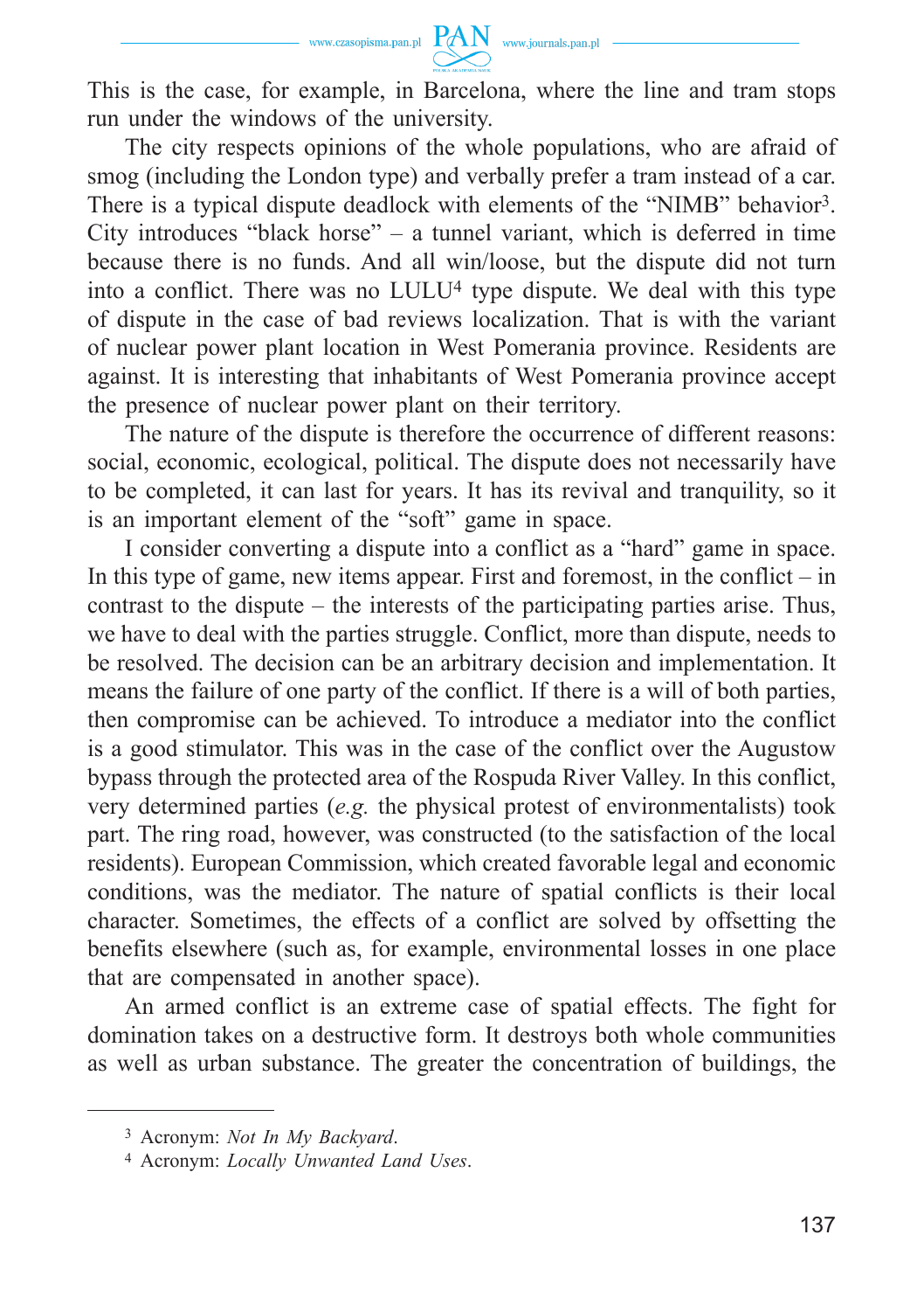This is the case, for example, in Barcelona, where the line and tram stops run under the windows of the university.

The city respects opinions of the whole populations, who are afraid of smog (including the London type) and verbally prefer a tram instead of a car. There is a typical dispute deadlock with elements of the "NIMB" behavior[3]. City introduces "black horse" – a tunnel variant, which is deferred in time because there is no funds. And all win/loose, but the dispute did not turn into a conflict. There was no LULU[4] type dispute. We deal with this type of dispute in the case of bad reviews localization. That is with the variant of nuclear power plant location in West Pomerania province. Residents are against. It is interesting that inhabitants of West Pomerania province accept the presence of nuclear power plant on their territory.

The nature of the dispute is therefore the occurrence of different reasons: social, economic, ecological, political. The dispute does not necessarily have to be completed, it can last for years. It has its revival and tranquility, so it is an important element of the "soft" game in space.

I consider converting a dispute into a conflict as a "hard" game in space. In this type of game, new items appear. First and foremost, in the conflict – in contrast to the dispute – the interests of the participating parties arise. Thus, we have to deal with the parties struggle. Conflict, more than dispute, needs to be resolved. The decision can be an arbitrary decision and implementation. It means the failure of one party of the conflict. If there is a will of both parties, then compromise can be achieved. To introduce a mediator into the conflict is a good stimulator. This was in the case of the conflict over the Augustow bypass through the protected area of the Rospuda River Valley. In this conflict, very determined parties (*e.g.* the physical protest of environmentalists) took part. The ring road, however, was constructed (to the satisfaction of the local residents). European Commission, which created favorable legal and economic conditions, was the mediator. The nature of spatial conflicts is their local character. Sometimes, the effects of a conflict are solved by offsetting the benefits elsewhere (such as, for example, environmental losses in one place that are compensated in another space).

An armed conflict is an extreme case of spatial effects. The fight for domination takes on a destructive form. It destroys both whole communities as well as urban substance. The greater the concentration of buildings, the

---

[3] Acronym: *Not In My Backyard*.

[4] Acronym: *Locally Unwanted Land Uses*.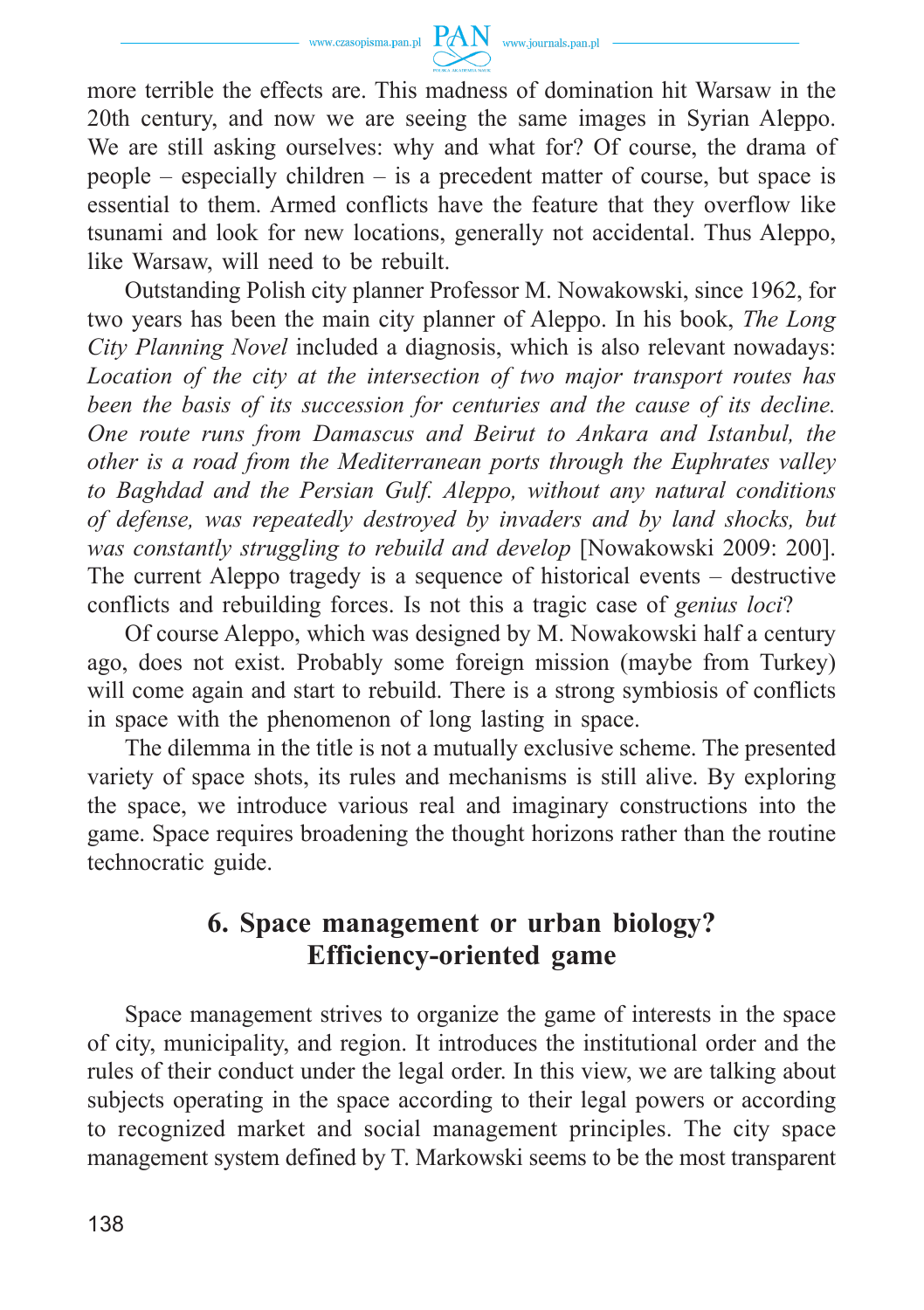more terrible the effects are. This madness of domination hit Warsaw in the 20th century, and now we are seeing the same images in Syrian Aleppo. We are still asking ourselves: why and what for? Of course, the drama of people – especially children – is a precedent matter of course, but space is essential to them. Armed conflicts have the feature that they overflow like tsunami and look for new locations, generally not accidental. Thus Aleppo, like Warsaw, will need to be rebuilt.

Outstanding Polish city planner Professor M. Nowakowski, since 1962, for two years has been the main city planner of Aleppo. In his book, *The Long City Planning Novel* included a diagnosis, which is also relevant nowadays: *Location of the city at the intersection of two major transport routes has been the basis of its succession for centuries and the cause of its decline. One route runs from Damascus and Beirut to Ankara and Istanbul, the other is a road from the Mediterranean ports through the Euphrates valley to Baghdad and the Persian Gulf. Aleppo, without any natural conditions of defense, was repeatedly destroyed by invaders and by land shocks, but was constantly struggling to rebuild and develop* [Nowakowski 2009: 200]. The current Aleppo tragedy is a sequence of historical events – destructive conflicts and rebuilding forces. Is not this a tragic case of *genius loci*?

Of course Aleppo, which was designed by M. Nowakowski half a century ago, does not exist. Probably some foreign mission (maybe from Turkey) will come again and start to rebuild. There is a strong symbiosis of conflicts in space with the phenomenon of long lasting in space.

The dilemma in the title is not a mutually exclusive scheme. The presented variety of space shots, its rules and mechanisms is still alive. By exploring the space, we introduce various real and imaginary constructions into the game. Space requires broadening the thought horizons rather than the routine technocratic guide.

## 6. Space management or urban biology? Efficiency-oriented game

Space management strives to organize the game of interests in the space of city, municipality, and region. It introduces the institutional order and the rules of their conduct under the legal order. In this view, we are talking about subjects operating in the space according to their legal powers or according to recognized market and social management principles. The city space management system defined by T. Markowski seems to be the most transparent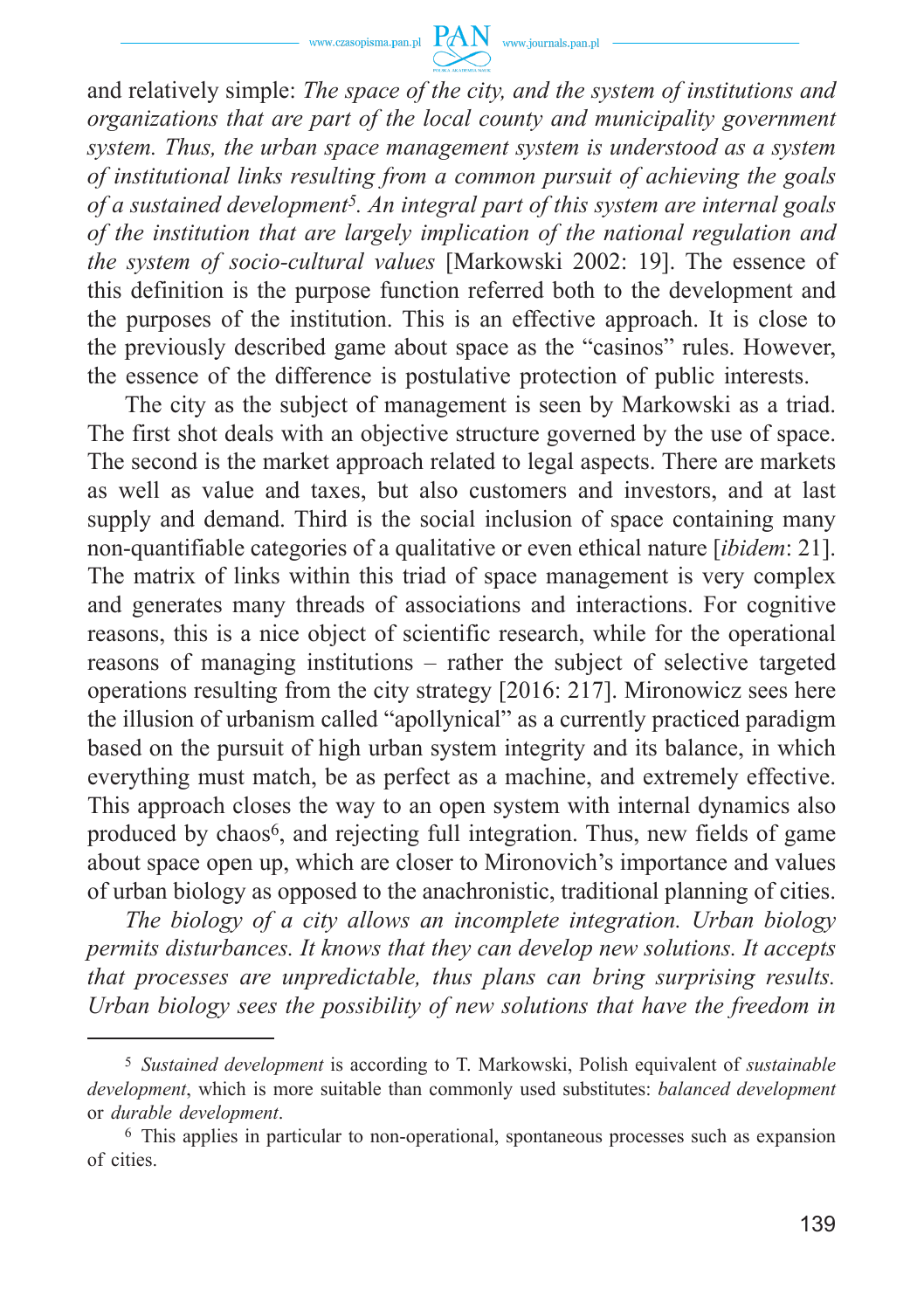and relatively simple: *The space of the city, and the system of institutions and organizations that are part of the local county and municipality government system. Thus, the urban space management system is understood as a system of institutional links resulting from a common pursuit of achieving the goals of a sustained development*[5]*. An integral part of this system are internal goals of the institution that are largely implication of the national regulation and the system of socio-cultural values* [Markowski 2002: 19]. The essence of this definition is the purpose function referred both to the development and the purposes of the institution. This is an effective approach. It is close to the previously described game about space as the "casinos" rules. However, the essence of the difference is postulative protection of public interests.

The city as the subject of management is seen by Markowski as a triad. The first shot deals with an objective structure governed by the use of space. The second is the market approach related to legal aspects. There are markets as well as value and taxes, but also customers and investors, and at last supply and demand. Third is the social inclusion of space containing many non-quantifiable categories of a qualitative or even ethical nature [*ibidem*: 21]. The matrix of links within this triad of space management is very complex and generates many threads of associations and interactions. For cognitive reasons, this is a nice object of scientific research, while for the operational reasons of managing institutions – rather the subject of selective targeted operations resulting from the city strategy [2016: 217]. Mironowicz sees here the illusion of urbanism called "apollynical" as a currently practiced paradigm based on the pursuit of high urban system integrity and its balance, in which everything must match, be as perfect as a machine, and extremely effective. This approach closes the way to an open system with internal dynamics also produced by chaos[6], and rejecting full integration. Thus, new fields of game about space open up, which are closer to Mironovich's importance and values of urban biology as opposed to the anachronistic, traditional planning of cities.

*The biology of a city allows an incomplete integration. Urban biology permits disturbances. It knows that they can develop new solutions. It accepts that processes are unpredictable, thus plans can bring surprising results. Urban biology sees the possibility of new solutions that have the freedom in*

---

[5] *Sustained development* is according to T. Markowski, Polish equivalent of *sustainable development*, which is more suitable than commonly used substitutes: *balanced development* or *durable development*.

[6] This applies in particular to non-operational, spontaneous processes such as expansion of cities.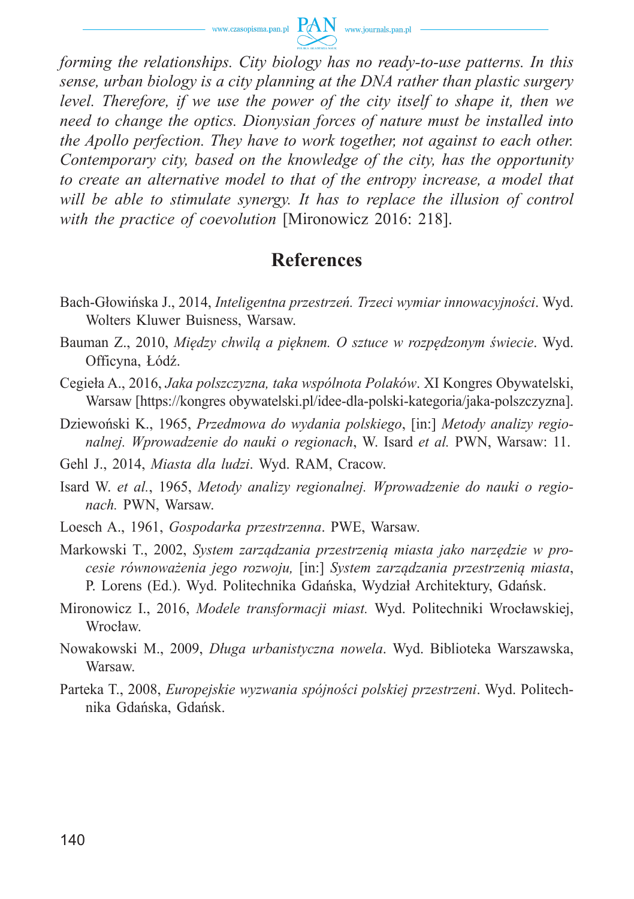*forming the relationships. City biology has no ready-to-use patterns. In this sense, urban biology is a city planning at the DNA rather than plastic surgery level. Therefore, if we use the power of the city itself to shape it, then we need to change the optics. Dionysian forces of nature must be installed into the Apollo perfection. They have to work together, not against to each other. Contemporary city, based on the knowledge of the city, has the opportunity to create an alternative model to that of the entropy increase, a model that will be able to stimulate synergy. It has to replace the illusion of control with the practice of coevolution* [Mironowicz 2016: 218].

## References

Bach-Głowińska J., 2014, *Inteligentna przestrzeń. Trzeci wymiar innowacyjności*. Wyd. Wolters Kluwer Buisness, Warsaw.

Bauman Z., 2010, *Między chwilą a pięknem. O sztuce w rozpędzonym świecie*. Wyd. Officyna, Łódź.

Cegieła A., 2016, *Jaka polszczyzna, taka wspólnota Polaków*. XI Kongres Obywatelski, Warsaw [https://kongres obywatelski.pl/idee-dla-polski-kategoria/jaka-polszczyzna].

Dziewoński K., 1965, *Przedmowa do wydania polskiego*, [in:] *Metody analizy regionalnej. Wprowadzenie do nauki o regionach*, W. Isard *et al.* PWN, Warsaw: 11.

Gehl J., 2014, *Miasta dla ludzi*. Wyd. RAM, Cracow.

Isard W. *et al.*, 1965, *Metody analizy regionalnej. Wprowadzenie do nauki o regionach.* PWN, Warsaw.

Loesch A., 1961, *Gospodarka przestrzenna*. PWE, Warsaw.

Markowski T., 2002, *System zarządzania przestrzenią miasta jako narzędzie w procesie równoważenia jego rozwoju,* [in:] *System zarządzania przestrzenią miasta*, P. Lorens (Ed.). Wyd. Politechnika Gdańska, Wydział Architektury, Gdańsk.

Mironowicz I., 2016, *Modele transformacji miast.* Wyd. Politechniki Wrocławskiej, Wrocław.

Nowakowski M., 2009, *Długa urbanistyczna nowela*. Wyd. Biblioteka Warszawska, Warsaw.

Parteka T., 2008, *Europejskie wyzwania spójności polskiej przestrzeni*. Wyd. Politechnika Gdańska, Gdańsk.